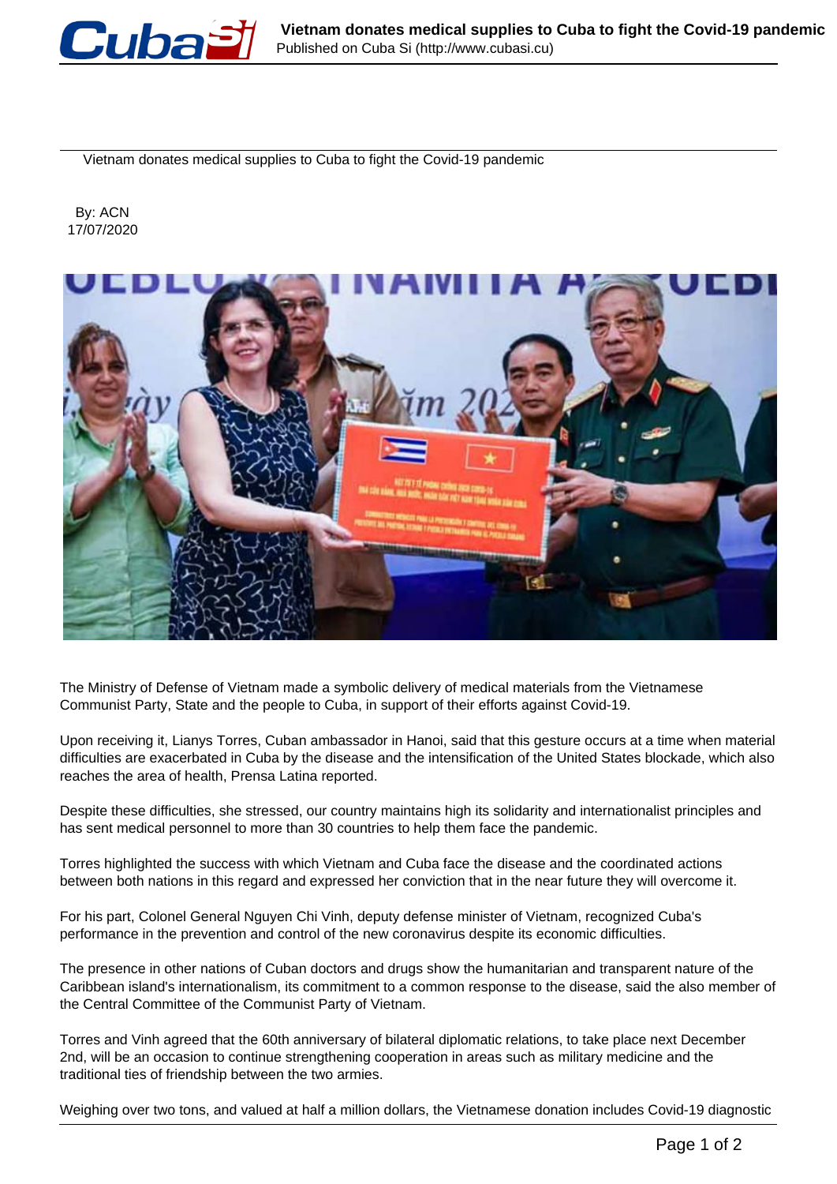# Vietnam donates medical supplies to Cuba to fight the Covid-19 pandemic

By: ACN
17/07/2020

The Ministry of Defense of Vietnam made a symbolic delivery of medical materials from the Vietnamese Communist Party, State and the people to Cuba, in support of their efforts against Covid-19.

Upon receiving it, Lianys Torres, Cuban ambassador in Hanoi, said that this gesture occurs at a time when material difficulties are exacerbated in Cuba by the disease and the intensification of the United States blockade, which also reaches the area of health, Prensa Latina reported.

Despite these difficulties, she stressed, our country maintains high its solidarity and internationalist principles and has sent medical personnel to more than 30 countries to help them face the pandemic.

Torres highlighted the success with which Vietnam and Cuba face the disease and the coordinated actions between both nations in this regard and expressed her conviction that in the near future they will overcome it.

For his part, Colonel General Nguyen Chi Vinh, deputy defense minister of Vietnam, recognized Cuba's performance in the prevention and control of the new coronavirus despite its economic difficulties.

The presence in other nations of Cuban doctors and drugs show the humanitarian and transparent nature of the Caribbean island's internationalism, its commitment to a common response to the disease, said the also member of the Central Committee of the Communist Party of Vietnam.

Torres and Vinh agreed that the 60th anniversary of bilateral diplomatic relations, to take place next December 2nd, will be an occasion to continue strengthening cooperation in areas such as military medicine and the traditional ties of friendship between the two armies.

Weighing over two tons, and valued at half a million dollars, the Vietnamese donation includes Covid-19 diagnostic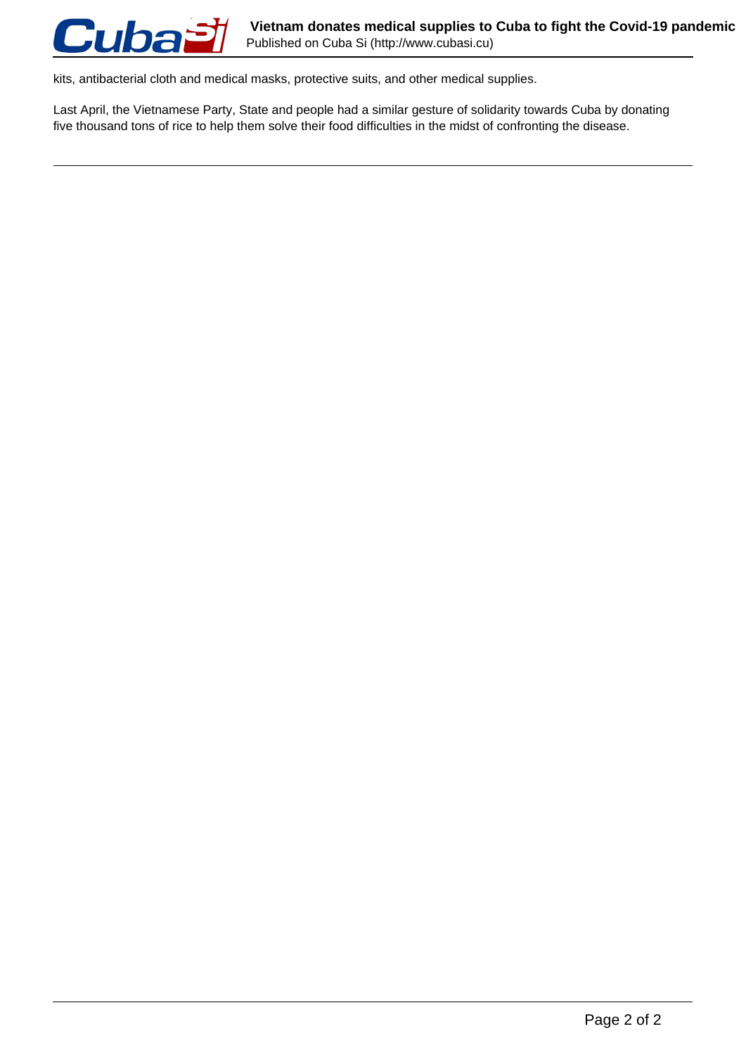kits, antibacterial cloth and medical masks, protective suits, and other medical supplies.

Last April, the Vietnamese Party, State and people had a similar gesture of solidarity towards Cuba by donating five thousand tons of rice to help them solve their food difficulties in the midst of confronting the disease.